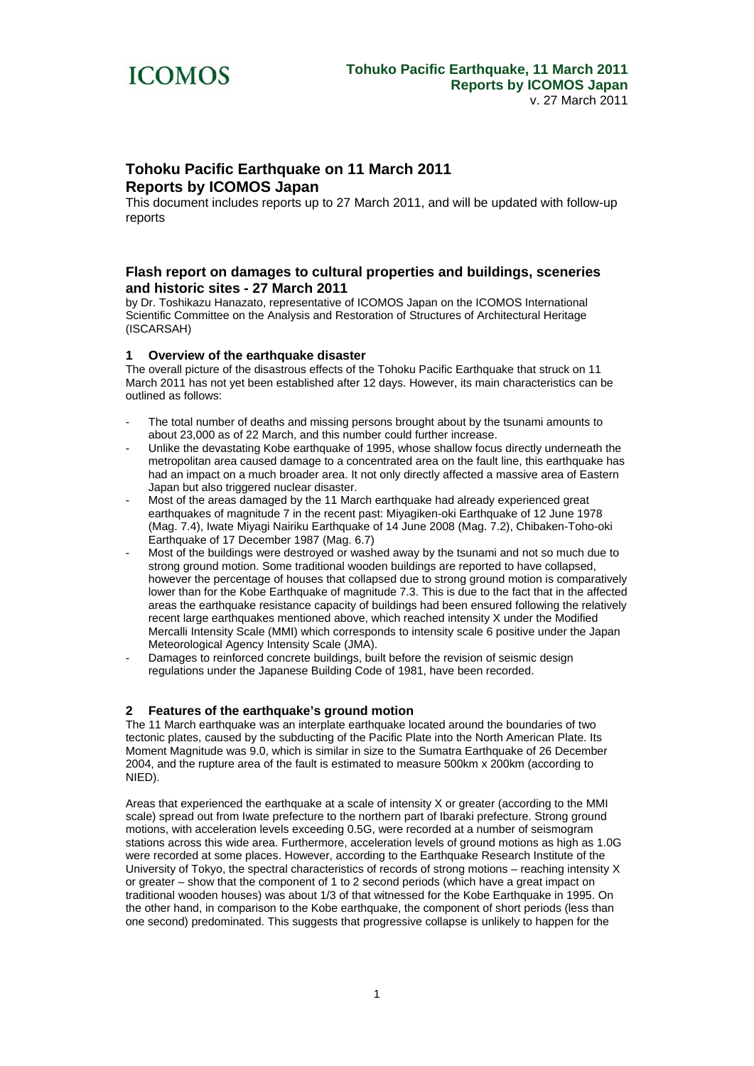# Tohoku Pacific Earthquake on 11 March 2011
# Reports by ICOMOS Japan

This document includes reports up to 27 March 2011, and will be updated with follow-up reports

## Flash report on damages to cultural properties and buildings, sceneries and historic sites - 27 March 2011

by Dr. Toshikazu Hanazato, representative of ICOMOS Japan on the ICOMOS International Scientific Committee on the Analysis and Restoration of Structures of Architectural Heritage (ISCARSAH)

### 1 Overview of the earthquake disaster

The overall picture of the disastrous effects of the Tohoku Pacific Earthquake that struck on 11 March 2011 has not yet been established after 12 days. However, its main characteristics can be outlined as follows:

- The total number of deaths and missing persons brought about by the tsunami amounts to about 23,000 as of 22 March, and this number could further increase.
- Unlike the devastating Kobe earthquake of 1995, whose shallow focus directly underneath the metropolitan area caused damage to a concentrated area on the fault line, this earthquake has had an impact on a much broader area. It not only directly affected a massive area of Eastern Japan but also triggered nuclear disaster.
- Most of the areas damaged by the 11 March earthquake had already experienced great earthquakes of magnitude 7 in the recent past: Miyagiken-oki Earthquake of 12 June 1978 (Mag. 7.4), Iwate Miyagi Nairiku Earthquake of 14 June 2008 (Mag. 7.2), Chibaken-Toho-oki Earthquake of 17 December 1987 (Mag. 6.7)
- Most of the buildings were destroyed or washed away by the tsunami and not so much due to strong ground motion. Some traditional wooden buildings are reported to have collapsed, however the percentage of houses that collapsed due to strong ground motion is comparatively lower than for the Kobe Earthquake of magnitude 7.3. This is due to the fact that in the affected areas the earthquake resistance capacity of buildings had been ensured following the relatively recent large earthquakes mentioned above, which reached intensity X under the Modified Mercalli Intensity Scale (MMI) which corresponds to intensity scale 6 positive under the Japan Meteorological Agency Intensity Scale (JMA).
- Damages to reinforced concrete buildings, built before the revision of seismic design regulations under the Japanese Building Code of 1981, have been recorded.

### 2 Features of the earthquake's ground motion

The 11 March earthquake was an interplate earthquake located around the boundaries of two tectonic plates, caused by the subducting of the Pacific Plate into the North American Plate. Its Moment Magnitude was 9.0, which is similar in size to the Sumatra Earthquake of 26 December 2004, and the rupture area of the fault is estimated to measure 500km x 200km (according to NIED).

Areas that experienced the earthquake at a scale of intensity X or greater (according to the MMI scale) spread out from Iwate prefecture to the northern part of Ibaraki prefecture. Strong ground motions, with acceleration levels exceeding 0.5G, were recorded at a number of seismogram stations across this wide area. Furthermore, acceleration levels of ground motions as high as 1.0G were recorded at some places. However, according to the Earthquake Research Institute of the University of Tokyo, the spectral characteristics of records of strong motions – reaching intensity X or greater – show that the component of 1 to 2 second periods (which have a great impact on traditional wooden houses) was about 1/3 of that witnessed for the Kobe Earthquake in 1995. On the other hand, in comparison to the Kobe earthquake, the component of short periods (less than one second) predominated. This suggests that progressive collapse is unlikely to happen for the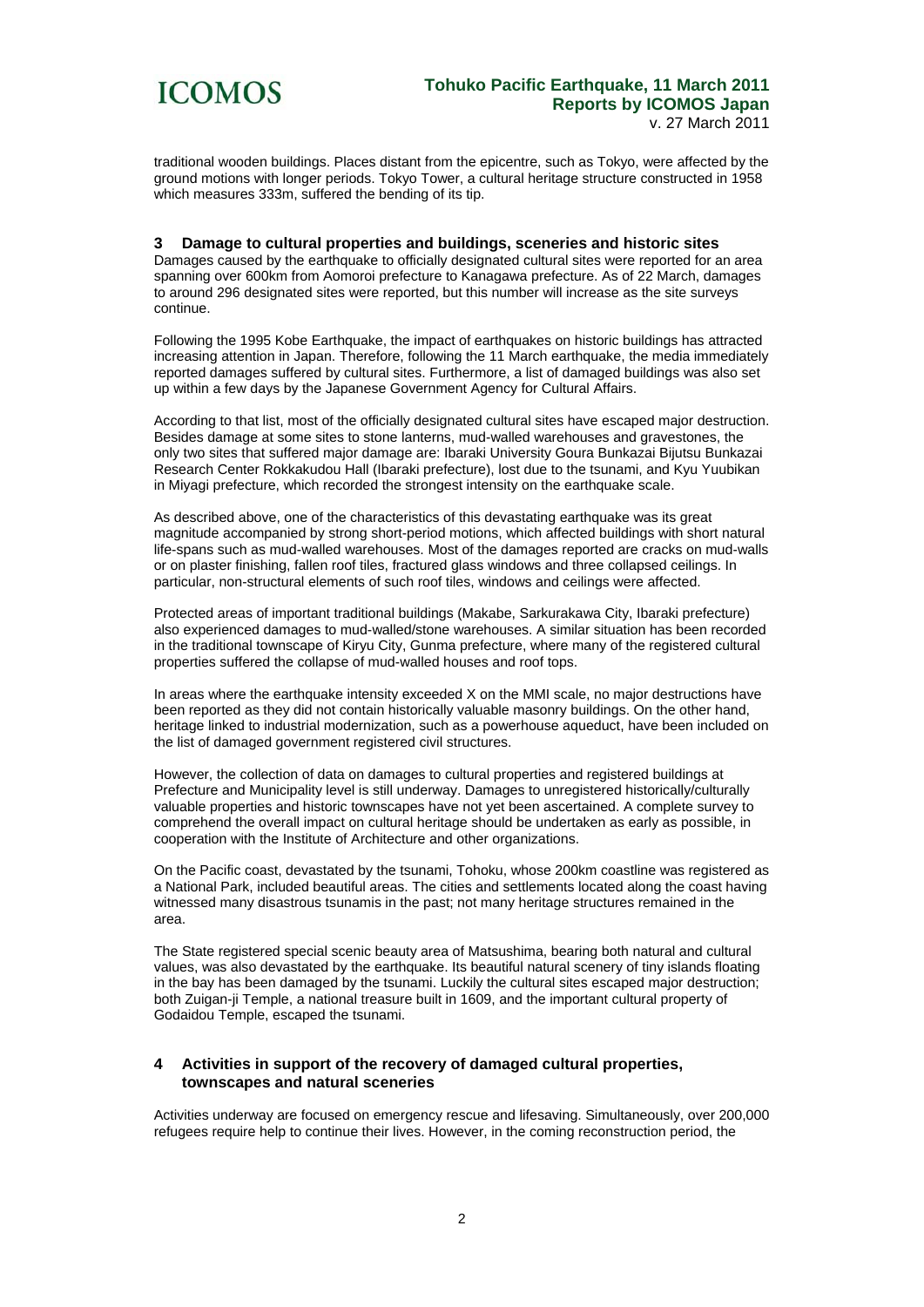traditional wooden buildings. Places distant from the epicentre, such as Tokyo, were affected by the ground motions with longer periods. Tokyo Tower, a cultural heritage structure constructed in 1958 which measures 333m, suffered the bending of its tip.

## 3 Damage to cultural properties and buildings, sceneries and historic sites

Damages caused by the earthquake to officially designated cultural sites were reported for an area spanning over 600km from Aomoroi prefecture to Kanagawa prefecture. As of 22 March, damages to around 296 designated sites were reported, but this number will increase as the site surveys continue.

Following the 1995 Kobe Earthquake, the impact of earthquakes on historic buildings has attracted increasing attention in Japan. Therefore, following the 11 March earthquake, the media immediately reported damages suffered by cultural sites. Furthermore, a list of damaged buildings was also set up within a few days by the Japanese Government Agency for Cultural Affairs.

According to that list, most of the officially designated cultural sites have escaped major destruction. Besides damage at some sites to stone lanterns, mud-walled warehouses and gravestones, the only two sites that suffered major damage are: Ibaraki University Goura Bunkazai Bijutsu Bunkazai Research Center Rokkakudou Hall (Ibaraki prefecture), lost due to the tsunami, and Kyu Yuubikan in Miyagi prefecture, which recorded the strongest intensity on the earthquake scale.

As described above, one of the characteristics of this devastating earthquake was its great magnitude accompanied by strong short-period motions, which affected buildings with short natural life-spans such as mud-walled warehouses. Most of the damages reported are cracks on mud-walls or on plaster finishing, fallen roof tiles, fractured glass windows and three collapsed ceilings. In particular, non-structural elements of such roof tiles, windows and ceilings were affected.

Protected areas of important traditional buildings (Makabe, Sarkurakawa City, Ibaraki prefecture) also experienced damages to mud-walled/stone warehouses. A similar situation has been recorded in the traditional townscape of Kiryu City, Gunma prefecture, where many of the registered cultural properties suffered the collapse of mud-walled houses and roof tops.

In areas where the earthquake intensity exceeded X on the MMI scale, no major destructions have been reported as they did not contain historically valuable masonry buildings. On the other hand, heritage linked to industrial modernization, such as a powerhouse aqueduct, have been included on the list of damaged government registered civil structures.

However, the collection of data on damages to cultural properties and registered buildings at Prefecture and Municipality level is still underway. Damages to unregistered historically/culturally valuable properties and historic townscapes have not yet been ascertained. A complete survey to comprehend the overall impact on cultural heritage should be undertaken as early as possible, in cooperation with the Institute of Architecture and other organizations.

On the Pacific coast, devastated by the tsunami, Tohoku, whose 200km coastline was registered as a National Park, included beautiful areas. The cities and settlements located along the coast having witnessed many disastrous tsunamis in the past; not many heritage structures remained in the area.

The State registered special scenic beauty area of Matsushima, bearing both natural and cultural values, was also devastated by the earthquake. Its beautiful natural scenery of tiny islands floating in the bay has been damaged by the tsunami. Luckily the cultural sites escaped major destruction; both Zuigan-ji Temple, a national treasure built in 1609, and the important cultural property of Godaidou Temple, escaped the tsunami.

## 4 Activities in support of the recovery of damaged cultural properties, townscapes and natural sceneries

Activities underway are focused on emergency rescue and lifesaving. Simultaneously, over 200,000 refugees require help to continue their lives. However, in the coming reconstruction period, the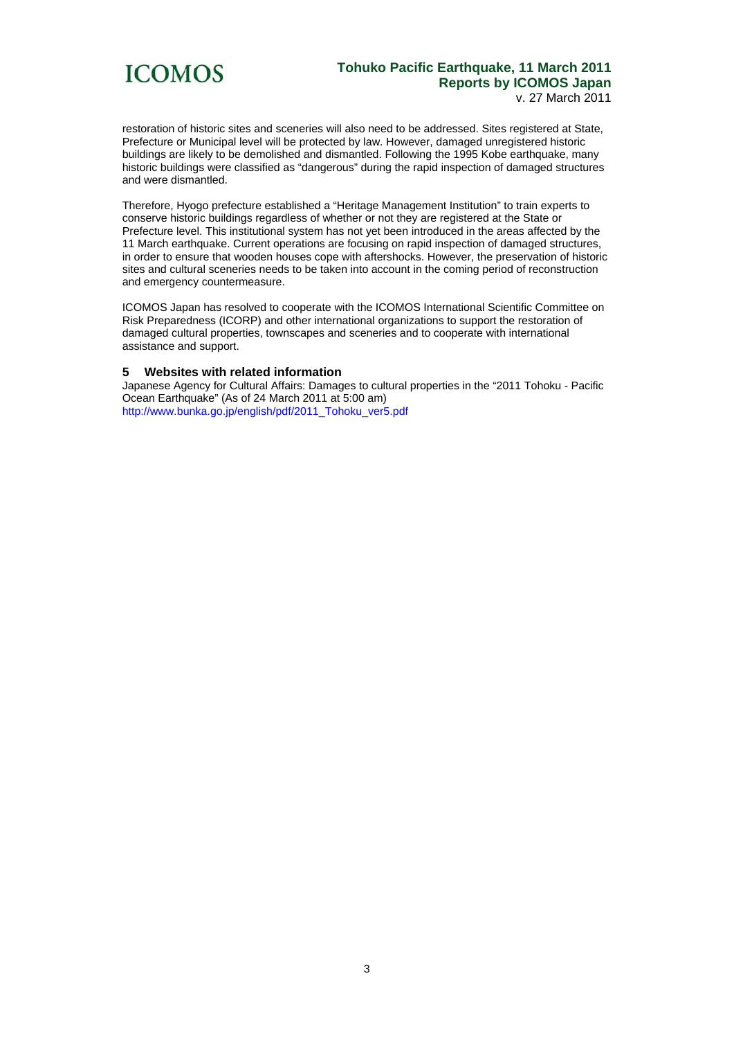restoration of historic sites and sceneries will also need to be addressed. Sites registered at State, Prefecture or Municipal level will be protected by law. However, damaged unregistered historic buildings are likely to be demolished and dismantled. Following the 1995 Kobe earthquake, many historic buildings were classified as "dangerous" during the rapid inspection of damaged structures and were dismantled.

Therefore, Hyogo prefecture established a "Heritage Management Institution" to train experts to conserve historic buildings regardless of whether or not they are registered at the State or Prefecture level. This institutional system has not yet been introduced in the areas affected by the 11 March earthquake. Current operations are focusing on rapid inspection of damaged structures, in order to ensure that wooden houses cope with aftershocks. However, the preservation of historic sites and cultural sceneries needs to be taken into account in the coming period of reconstruction and emergency countermeasure.

ICOMOS Japan has resolved to cooperate with the ICOMOS International Scientific Committee on Risk Preparedness (ICORP) and other international organizations to support the restoration of damaged cultural properties, townscapes and sceneries and to cooperate with international assistance and support.

## 5 Websites with related information

Japanese Agency for Cultural Affairs: Damages to cultural properties in the "2011 Tohoku - Pacific Ocean Earthquake" (As of 24 March 2011 at 5:00 am)
http://www.bunka.go.jp/english/pdf/2011_Tohoku_ver5.pdf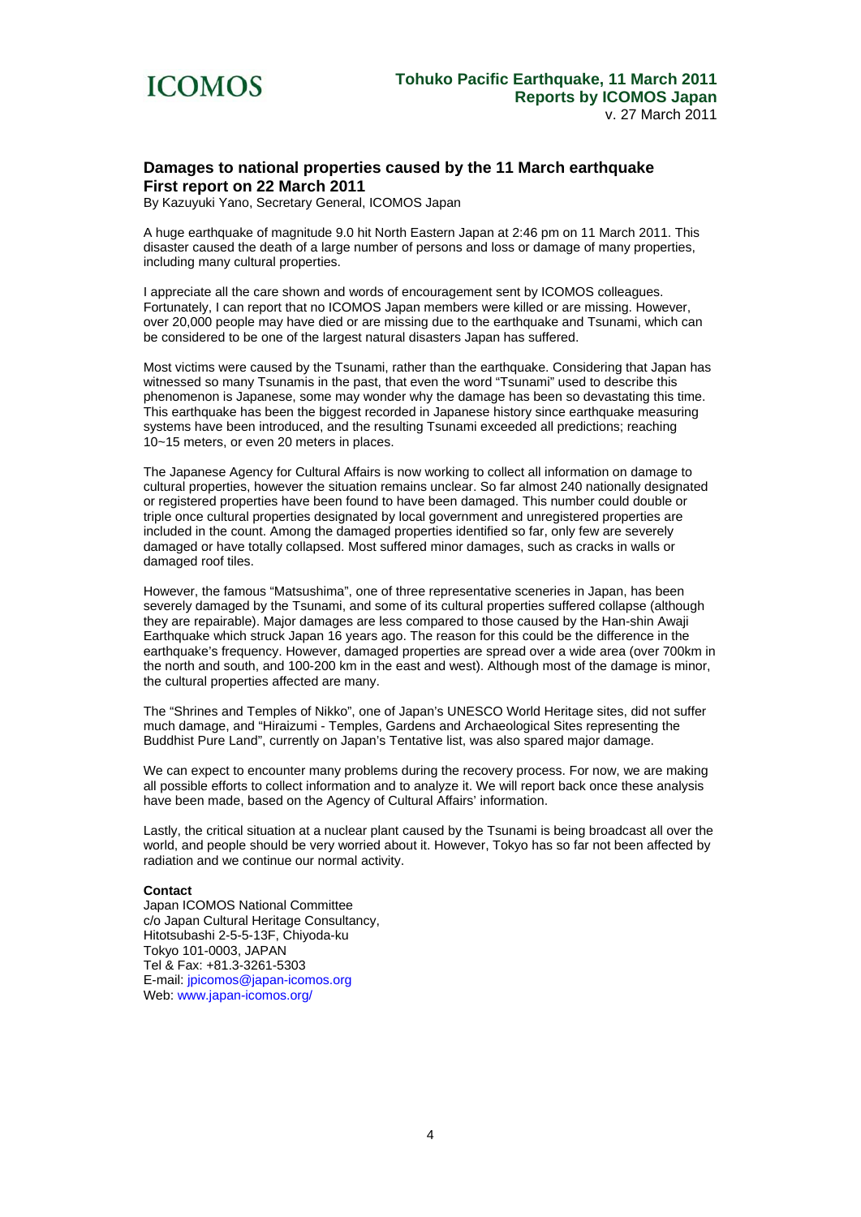ICOMOS

**Tohuko Pacific Earthquake, 11 March 2011**
**Reports by ICOMOS Japan**
v. 27 March 2011

## Damages to national properties caused by the 11 March earthquake
## First report on 22 March 2011

By Kazuyuki Yano, Secretary General, ICOMOS Japan

A huge earthquake of magnitude 9.0 hit North Eastern Japan at 2:46 pm on 11 March 2011. This disaster caused the death of a large number of persons and loss or damage of many properties, including many cultural properties.

I appreciate all the care shown and words of encouragement sent by ICOMOS colleagues. Fortunately, I can report that no ICOMOS Japan members were killed or are missing. However, over 20,000 people may have died or are missing due to the earthquake and Tsunami, which can be considered to be one of the largest natural disasters Japan has suffered.

Most victims were caused by the Tsunami, rather than the earthquake. Considering that Japan has witnessed so many Tsunamis in the past, that even the word "Tsunami" used to describe this phenomenon is Japanese, some may wonder why the damage has been so devastating this time. This earthquake has been the biggest recorded in Japanese history since earthquake measuring systems have been introduced, and the resulting Tsunami exceeded all predictions; reaching 10~15 meters, or even 20 meters in places.

The Japanese Agency for Cultural Affairs is now working to collect all information on damage to cultural properties, however the situation remains unclear. So far almost 240 nationally designated or registered properties have been found to have been damaged. This number could double or triple once cultural properties designated by local government and unregistered properties are included in the count. Among the damaged properties identified so far, only few are severely damaged or have totally collapsed. Most suffered minor damages, such as cracks in walls or damaged roof tiles.

However, the famous "Matsushima", one of three representative sceneries in Japan, has been severely damaged by the Tsunami, and some of its cultural properties suffered collapse (although they are repairable). Major damages are less compared to those caused by the Han-shin Awaji Earthquake which struck Japan 16 years ago. The reason for this could be the difference in the earthquake's frequency. However, damaged properties are spread over a wide area (over 700km in the north and south, and 100-200 km in the east and west). Although most of the damage is minor, the cultural properties affected are many.

The "Shrines and Temples of Nikko", one of Japan's UNESCO World Heritage sites, did not suffer much damage, and "Hiraizumi - Temples, Gardens and Archaeological Sites representing the Buddhist Pure Land", currently on Japan's Tentative list, was also spared major damage.

We can expect to encounter many problems during the recovery process. For now, we are making all possible efforts to collect information and to analyze it. We will report back once these analysis have been made, based on the Agency of Cultural Affairs' information.

Lastly, the critical situation at a nuclear plant caused by the Tsunami is being broadcast all over the world, and people should be very worried about it. However, Tokyo has so far not been affected by radiation and we continue our normal activity.

**Contact**
Japan ICOMOS National Committee
c/o Japan Cultural Heritage Consultancy,
Hitotsubashi 2-5-5-13F, Chiyoda-ku
Tokyo 101-0003, JAPAN
Tel & Fax: +81.3-3261-5303
E-mail: jpicomos@japan-icomos.org
Web: www.japan-icomos.org/